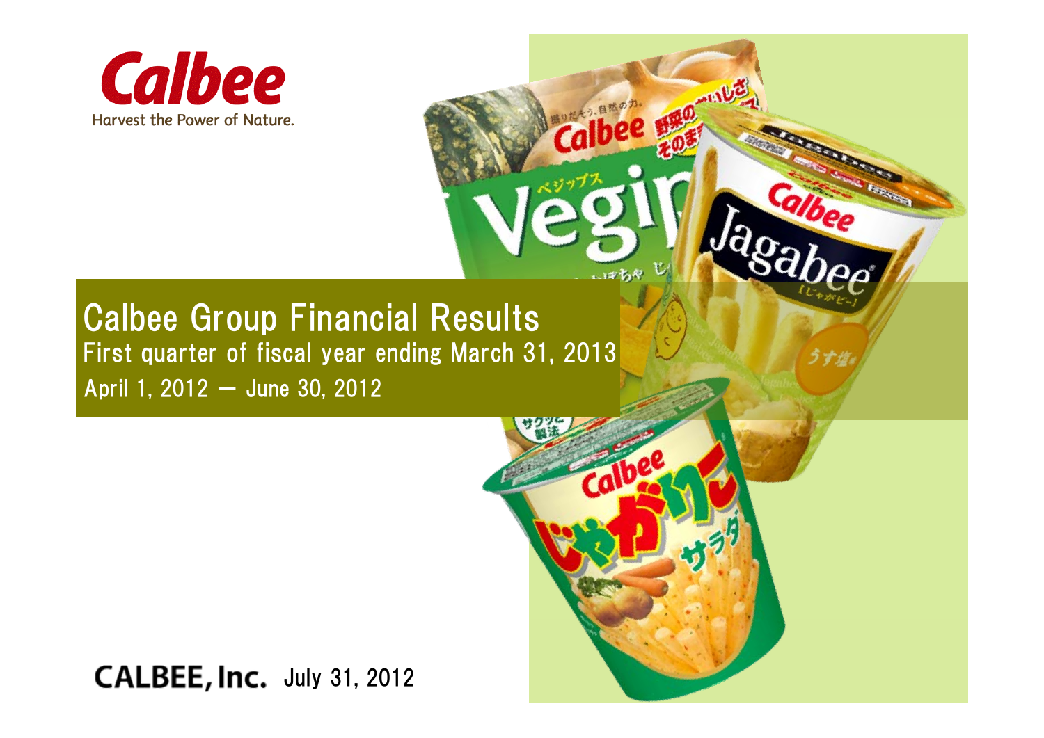Calbee

Harvest the Power of Nature.

# Calbee Group Financial Results

## First quarter of fiscal year ending March 31, 2013

April 1, 2012 ― June 30, 2012

CALBEE, Inc. July 31, 2012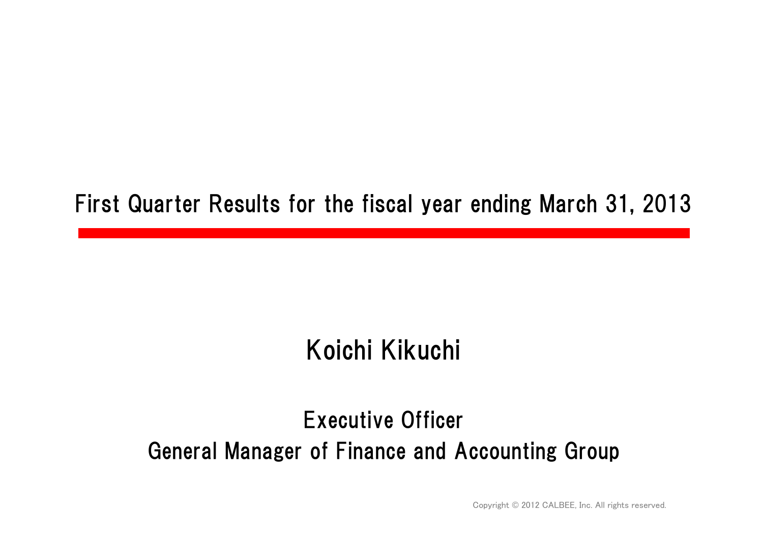# First Quarter Results for the fiscal year ending March 31, 2013

Koichi Kikuchi

Executive Officer

General Manager of Finance and Accounting Group

Copyright © 2012 CALBEE, Inc. All rights reserved.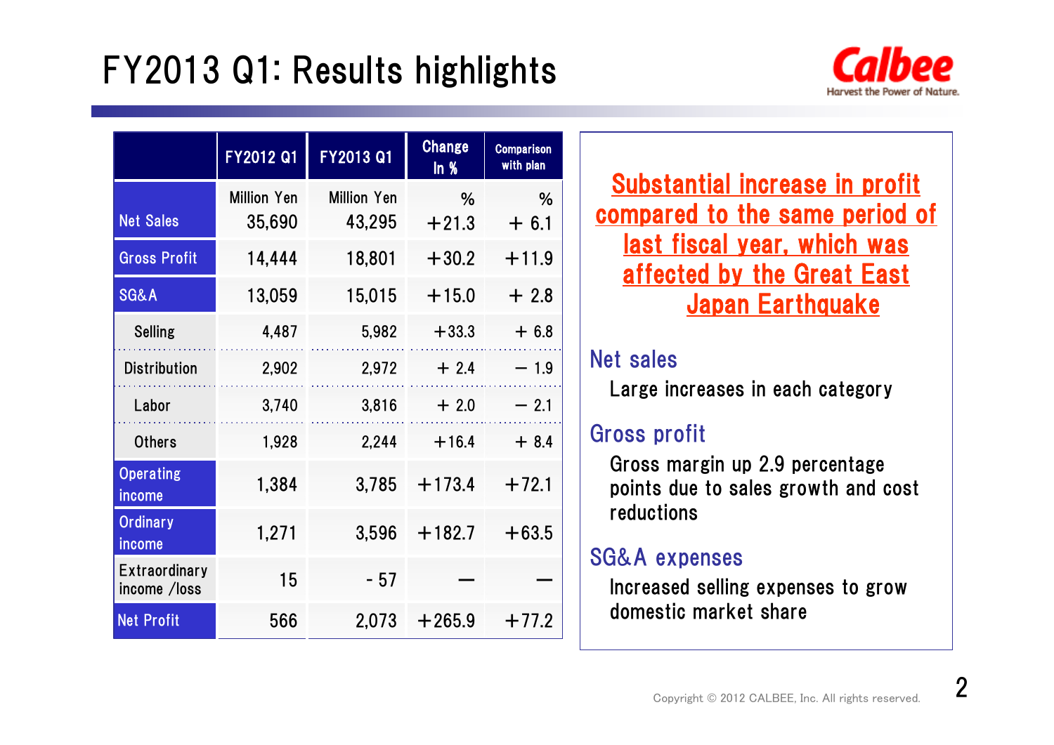# FY2013 Q1: Results highlights

| | FY2012 Q1 | FY2013 Q1 | Change In % | Comparison with plan |
|---|---|---|---|---|
| | Million Yen | Million Yen | % | % |
| Net Sales | 35,690 | 43,295 | +21.3 | + 6.1 |
| Gross Profit | 14,444 | 18,801 | +30.2 | +11.9 |
| SG&A | 13,059 | 15,015 | +15.0 | + 2.8 |
| Selling | 4,487 | 5,982 | +33.3 | + 6.8 |
| Distribution | 2,902 | 2,972 | + 2.4 | − 1.9 |
| Labor | 3,740 | 3,816 | + 2.0 | − 2.1 |
| Others | 1,928 | 2,244 | +16.4 | + 8.4 |
| Operating income | 1,384 | 3,785 | +173.4 | +72.1 |
| Ordinary income | 1,271 | 3,596 | +182.7 | +63.5 |
| Extraordinary income /loss | 15 | - 57 | — | — |
| Net Profit | 566 | 2,073 | +265.9 | +77.2 |

**Substantial increase in profit compared to the same period of last fiscal year, which was affected by the Great East Japan Earthquake**

### Net sales

Large increases in each category

### Gross profit

Gross margin up 2.9 percentage points due to sales growth and cost reductions

### SG&A expenses

Increased selling expenses to grow domestic market share

Copyright © 2012 CALBEE, Inc. All rights reserved.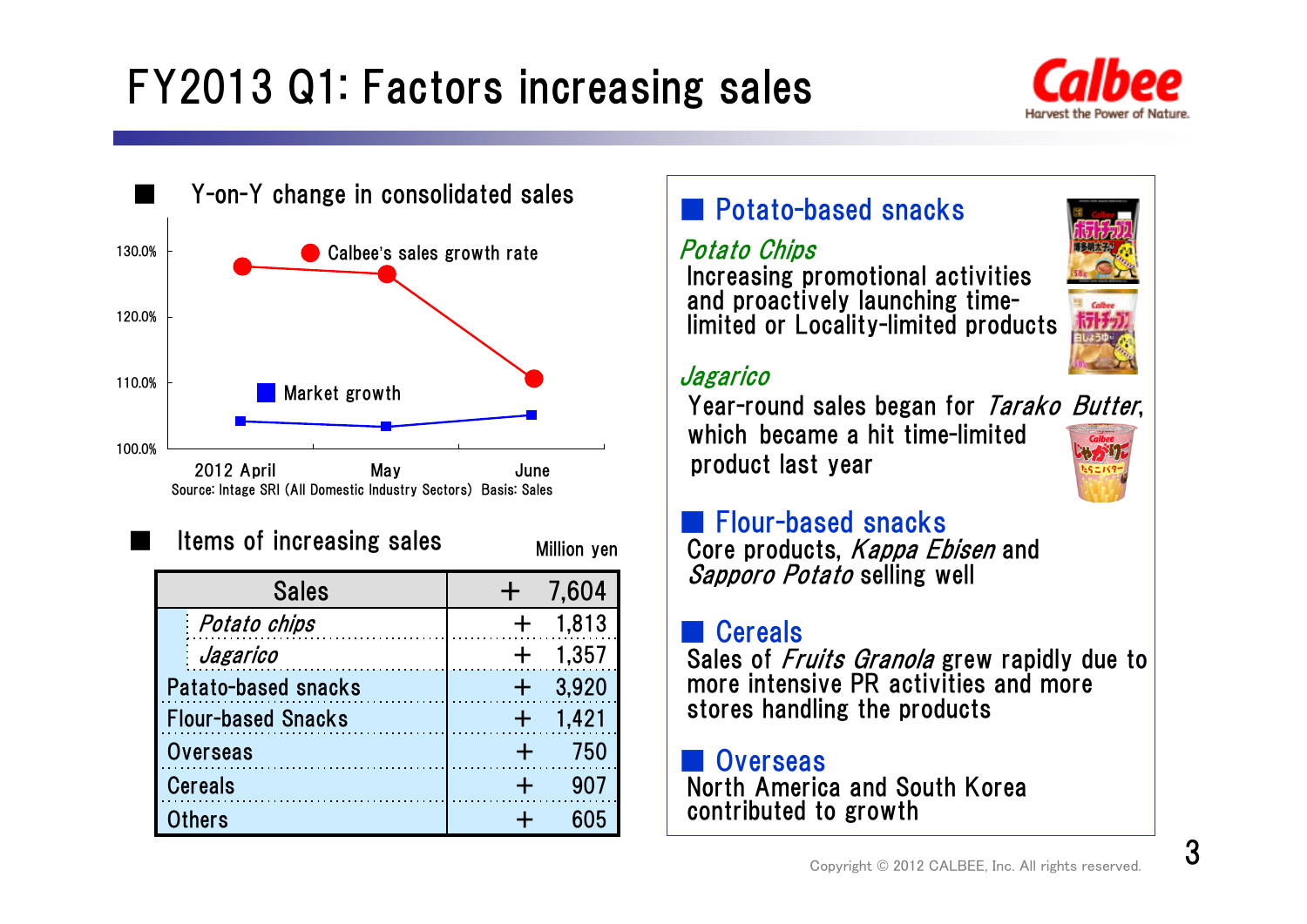# FY2013 Q1: Factors increasing sales

## Y-on-Y change in consolidated sales

- Calbee's sales growth rate
- Market growth

130.0%
120.0%
110.0%
100.0%

2012 April | May | June

Source: Intage SRI (All Domestic Industry Sectors) Basis: Sales

## Items of increasing sales

Million yen

| Sales | + 7,604 |
|---|---|
| *Potato chips* | + 1,813 |
| *Jagarico* | + 1,357 |
| Patato-based snacks | + 3,920 |
| Flour-based Snacks | + 1,421 |
| Overseas | + 750 |
| Cereals | + 907 |
| Others | + 605 |

## Potato-based snacks

*Potato Chips*

Increasing promotional activities and proactively launching time-limited or Locality-limited products

*Jagarico*

Year-round sales began for *Tarako Butter*, which became a hit time-limited product last year

## Flour-based snacks

Core products, *Kappa Ebisen* and *Sapporo Potato* selling well

## Cereals

Sales of *Fruits Granola* grew rapidly due to more intensive PR activities and more stores handling the products

## Overseas

North America and South Korea contributed to growth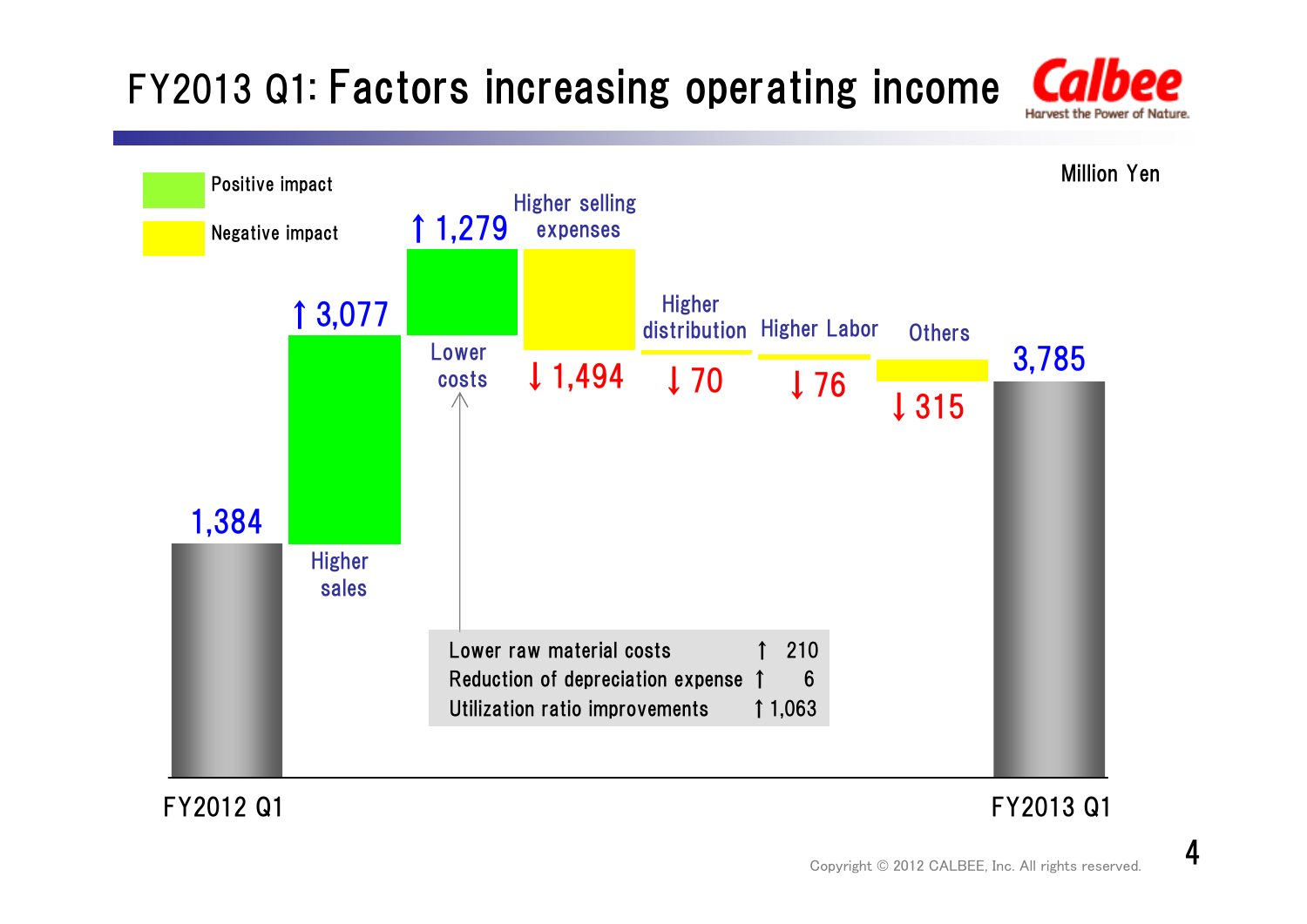# FY2013 Q1: Factors increasing operating income

Million Yen

- Positive impact
- Negative impact

| Item | Change |
|---|---|
| FY2012 Q1 | 1,384 |
| Higher sales | ↑ 3,077 |
| Lower costs | ↑ 1,279 |
| Higher selling expenses | ↓ 1,494 |
| Higher distribution | ↓ 70 |
| Higher Labor | ↓ 76 |
| Others | ↓ 315 |
| FY2013 Q1 | 3,785 |

| Lower costs breakdown | |
|---|---|
| Lower raw material costs | ↑ 210 |
| Reduction of depreciation expense | ↑ 6 |
| Utilization ratio improvements | ↑ 1,063 |

Copyright © 2012 CALBEE, Inc. All rights reserved.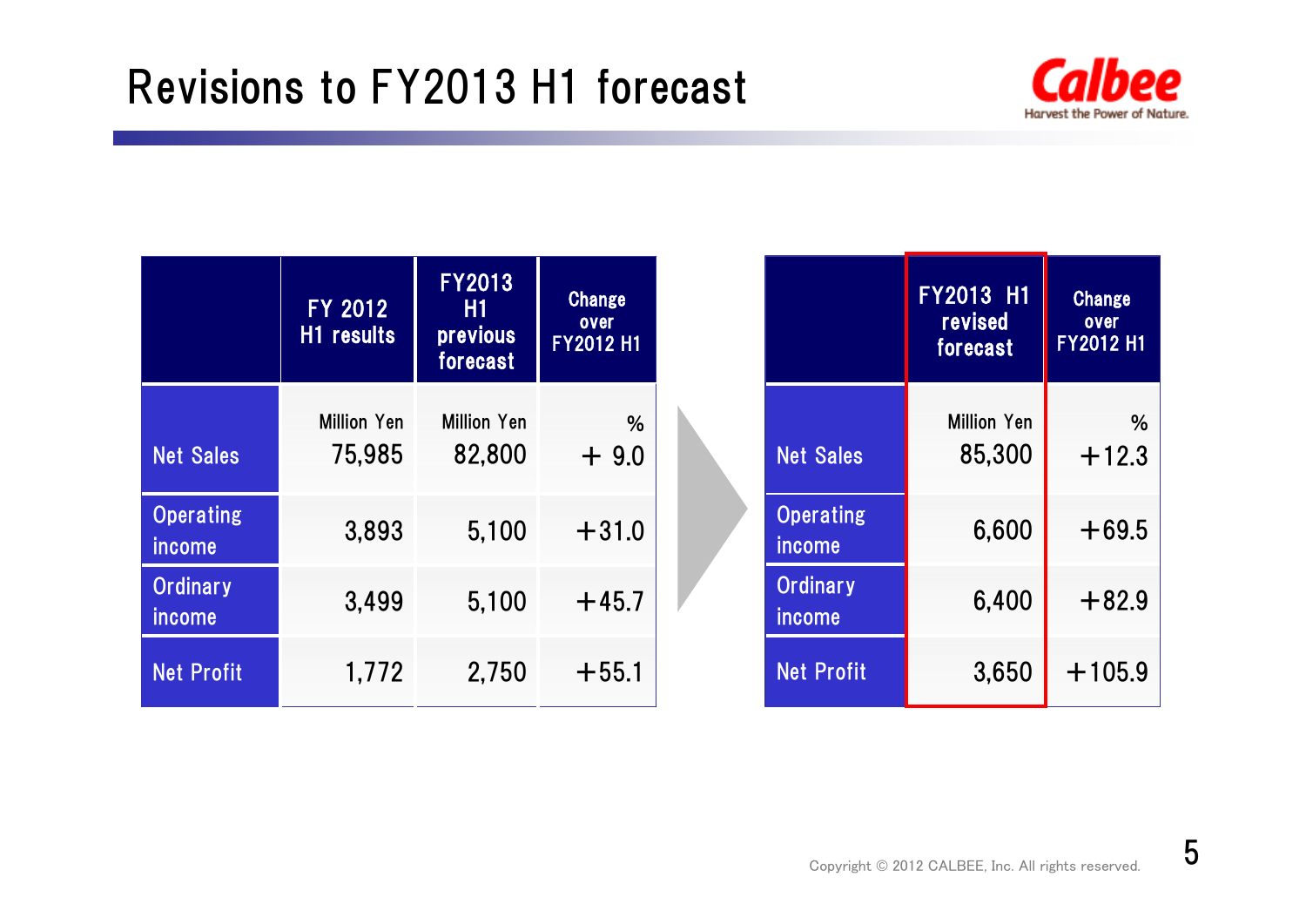# Revisions to FY2013 H1 forecast

| | FY 2012 H1 results | FY2013 H1 previous forecast | Change over FY2012 H1 |
|---|---|---|---|
| | Million Yen | Million Yen | % |
| Net Sales | 75,985 | 82,800 | + 9.0 |
| Operating income | 3,893 | 5,100 | +31.0 |
| Ordinary income | 3,499 | 5,100 | +45.7 |
| Net Profit | 1,772 | 2,750 | +55.1 |

| | FY2013 H1 revised forecast | Change over FY2012 H1 |
|---|---|---|
| | Million Yen | % |
| Net Sales | 85,300 | +12.3 |
| Operating income | 6,600 | +69.5 |
| Ordinary income | 6,400 | +82.9 |
| Net Profit | 3,650 | +105.9 |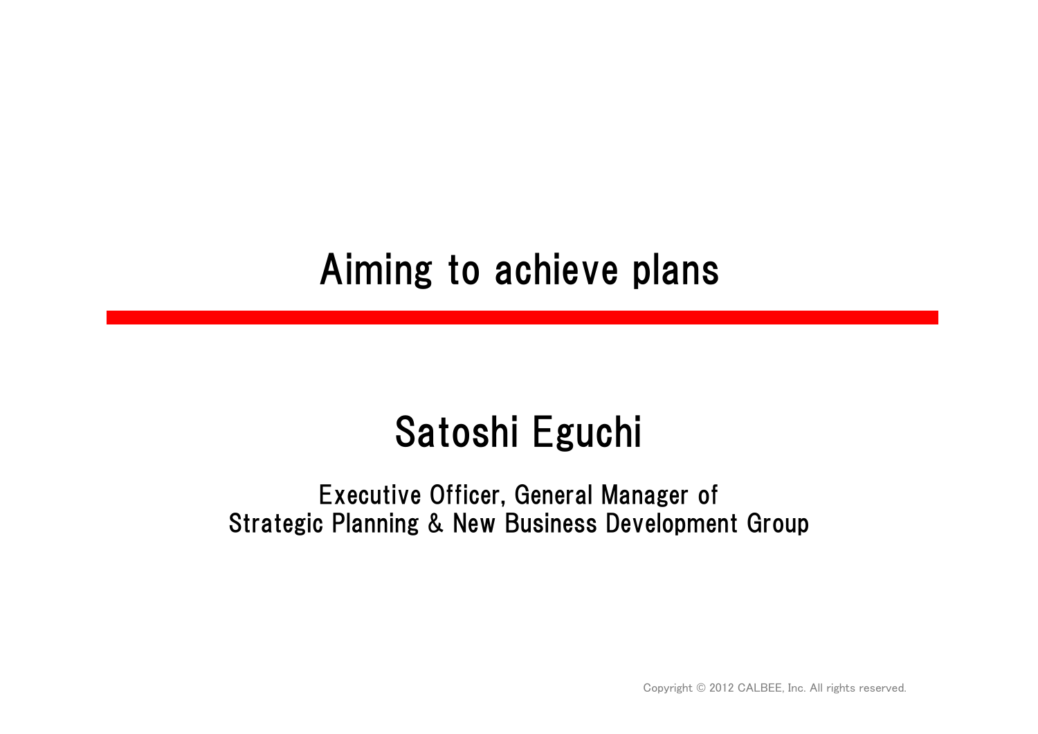# Aiming to achieve plans

## Satoshi Eguchi

Executive Officer, General Manager of
Strategic Planning & New Business Development Group

Copyright © 2012 CALBEE, Inc. All rights reserved.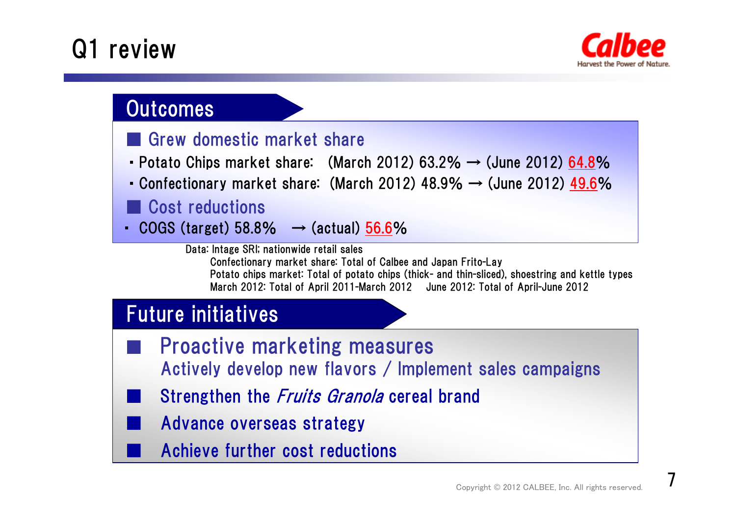# Q1 review

## Outcomes

### Grew domestic market share

- Potato Chips market share: (March 2012) 63.2% → (June 2012) 64.8%
- Confectionary market share: (March 2012) 48.9% → (June 2012) 49.6%

### Cost reductions

- COGS (target) 58.8% → (actual) 56.6%

Data: Intage SRI; nationwide retail sales
Confectionary market share: Total of Calbee and Japan Frito-Lay
Potato chips market: Total of potato chips (thick- and thin-sliced), shoestring and kettle types
March 2012: Total of April 2011-March 2012 June 2012: Total of April-June 2012

## Future initiatives

- Proactive marketing measures
  Actively develop new flavors / Implement sales campaigns
- Strengthen the *Fruits Granola* cereal brand
- Advance overseas strategy
- Achieve further cost reductions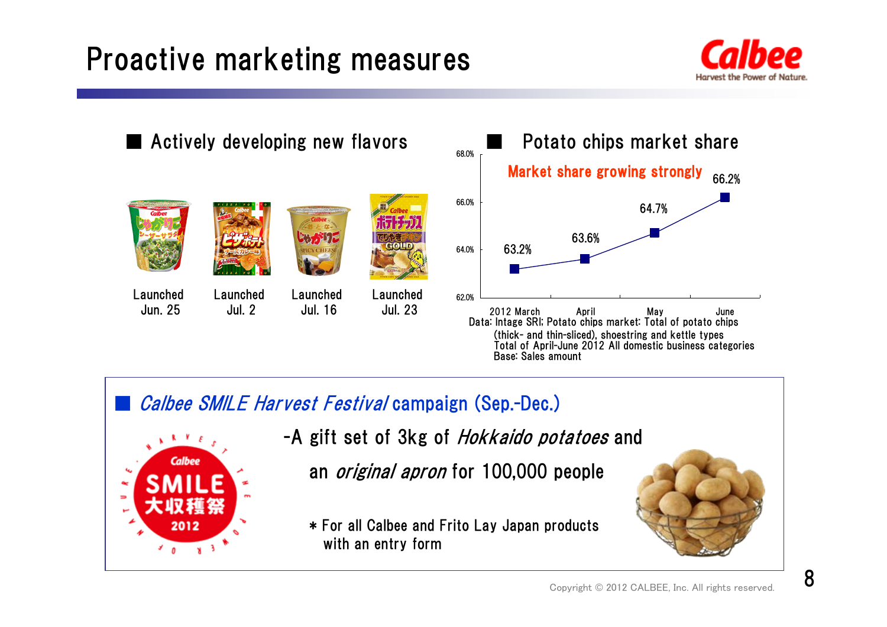# Proactive marketing measures

## ■ Actively developing new flavors

| Launched Jun. 25 | Launched Jul. 2 | Launched Jul. 16 | Launched Jul. 23 |
|---|---|---|---|

## ■ Potato chips market share

Market share growing strongly

| 2012 March | April | May | June |
|---|---|---|---|
| 63.2% | 63.6% | 64.7% | 66.2% |

Data: Intage SRI; Potato chips market: Total of potato chips (thick- and thin-sliced), shoestring and kettle types
Total of April-June 2012 All domestic business categories
Base: Sales amount

## ■ *Calbee SMILE Harvest Festival* campaign (Sep.-Dec.)

-A gift set of 3kg of *Hokkaido potatoes* and an *original apron* for 100,000 people

＊For all Calbee and Frito Lay Japan products with an entry form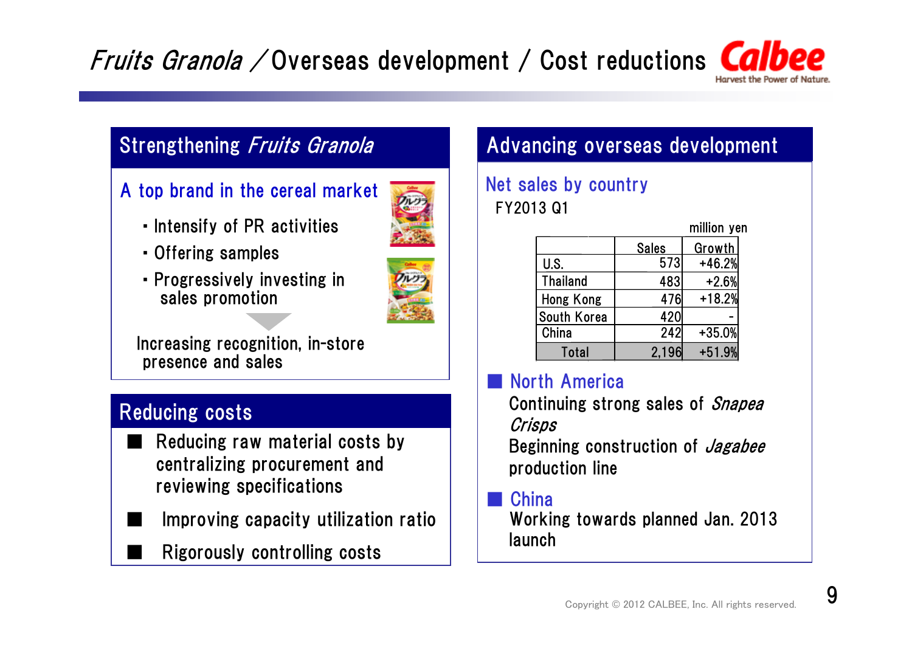# *Fruits Granola* / Overseas development / Cost reductions

## Strengthening *Fruits Granola*

### A top brand in the cereal market

- Intensify of PR activities
- Offering samples
- Progressively investing in sales promotion

Increasing recognition, in-store presence and sales

## Reducing costs

- Reducing raw material costs by centralizing procurement and reviewing specifications
- Improving capacity utilization ratio
- Rigorously controlling costs

## Advancing overseas development

### Net sales by country

FY2013 Q1

million yen

| | Sales | Growth |
|---|---|---|
| U.S. | 573 | +46.2% |
| Thailand | 483 | +2.6% |
| Hong Kong | 476 | +18.2% |
| South Korea | 420 | - |
| China | 242 | +35.0% |
| Total | 2,196 | +51.9% |

### North America

Continuing strong sales of *Snapea Crisps*
Beginning construction of *Jagabee* production line

### China

Working towards planned Jan. 2013 launch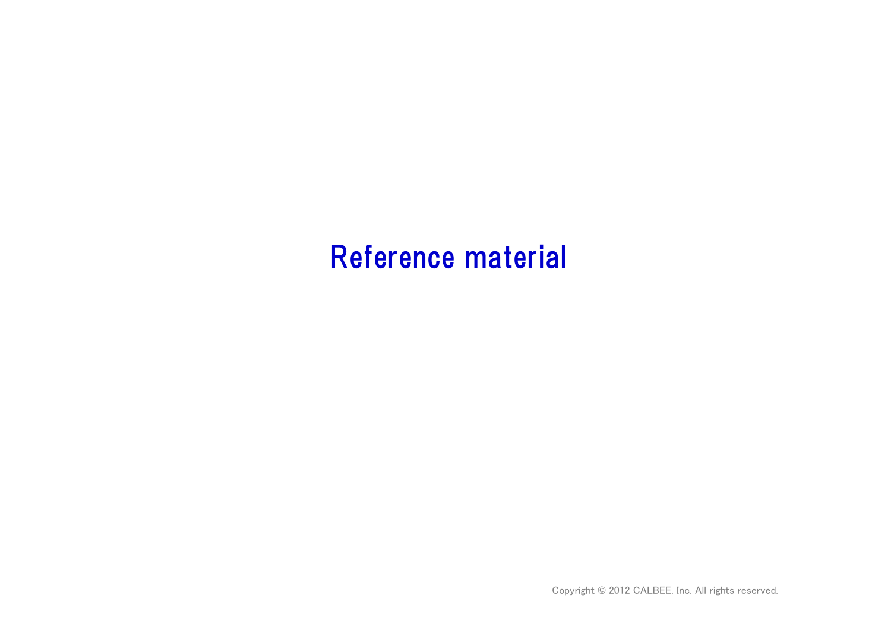# Reference material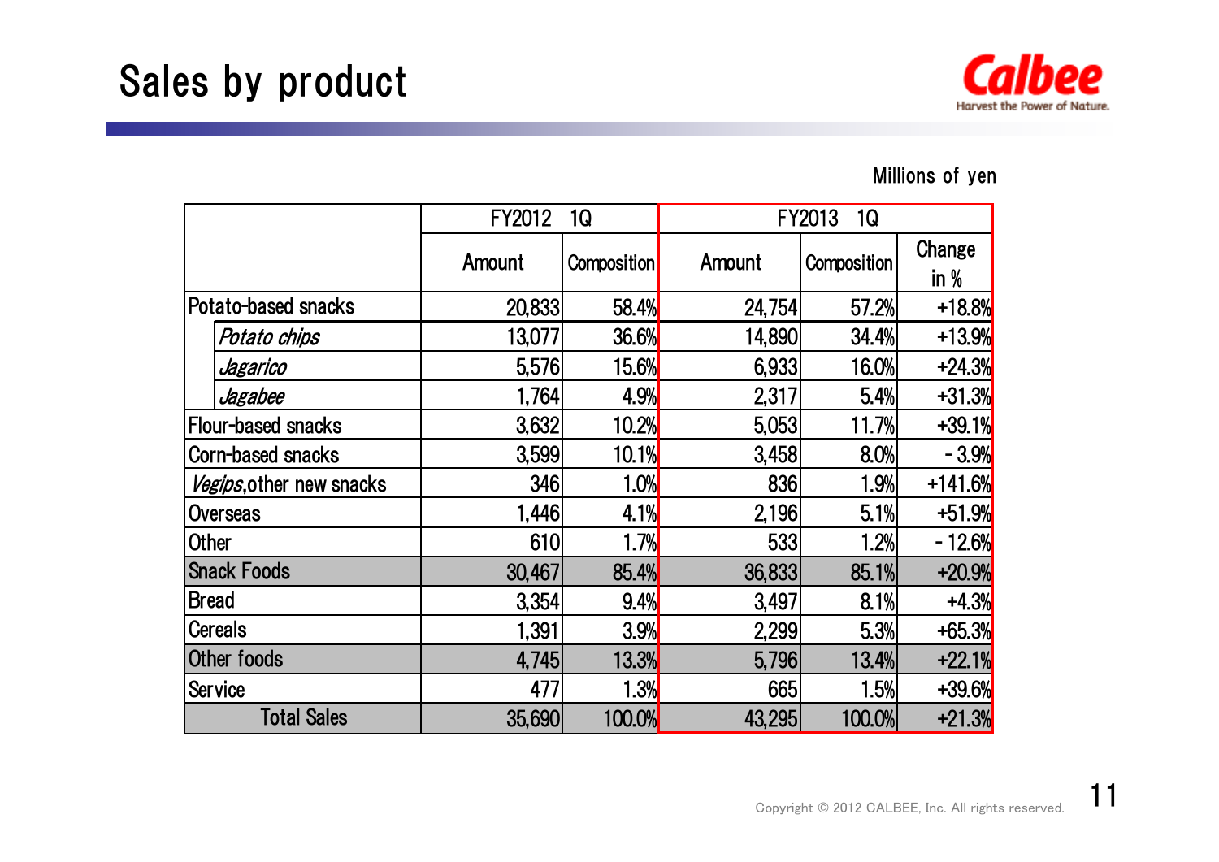# Sales by product

Millions of yen

| | FY2012 1Q | | FY2013 1Q | | |
|---|---|---|---|---|---|
| | Amount | Composition | Amount | Composition | Change in % |
| Potato-based snacks | 20,833 | 58.4% | 24,754 | 57.2% | +18.8% |
| *Potato chips* | 13,077 | 36.6% | 14,890 | 34.4% | +13.9% |
| *Jagarico* | 5,576 | 15.6% | 6,933 | 16.0% | +24.3% |
| *Jagabee* | 1,764 | 4.9% | 2,317 | 5.4% | +31.3% |
| Flour-based snacks | 3,632 | 10.2% | 5,053 | 11.7% | +39.1% |
| Corn-based snacks | 3,599 | 10.1% | 3,458 | 8.0% | - 3.9% |
| *Vegips*,other new snacks | 346 | 1.0% | 836 | 1.9% | +141.6% |
| Overseas | 1,446 | 4.1% | 2,196 | 5.1% | +51.9% |
| Other | 610 | 1.7% | 533 | 1.2% | - 12.6% |
| Snack Foods | 30,467 | 85.4% | 36,833 | 85.1% | +20.9% |
| Bread | 3,354 | 9.4% | 3,497 | 8.1% | +4.3% |
| Cereals | 1,391 | 3.9% | 2,299 | 5.3% | +65.3% |
| Other foods | 4,745 | 13.3% | 5,796 | 13.4% | +22.1% |
| Service | 477 | 1.3% | 665 | 1.5% | +39.6% |
| Total Sales | 35,690 | 100.0% | 43,295 | 100.0% | +21.3% |

Copyright © 2012 CALBEE, Inc. All rights reserved.